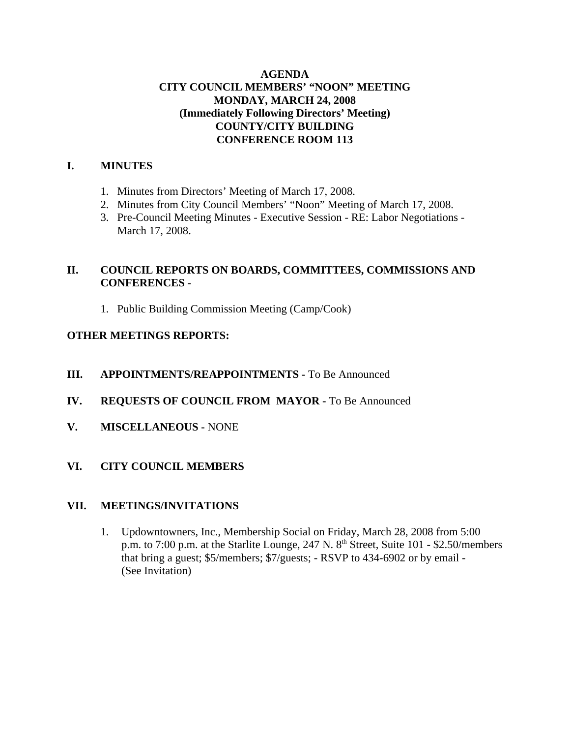# AGENDA
## CITY COUNCIL MEMBERS' "NOON" MEETING
## MONDAY, MARCH 24, 2008
## (Immediately Following Directors' Meeting)
## COUNTY/CITY BUILDING
## CONFERENCE ROOM 113

## I. MINUTES

1. Minutes from Directors' Meeting of March 17, 2008.
2. Minutes from City Council Members' "Noon" Meeting of March 17, 2008.
3. Pre-Council Meeting Minutes - Executive Session - RE: Labor Negotiations - March 17, 2008.

## II. COUNCIL REPORTS ON BOARDS, COMMITTEES, COMMISSIONS AND CONFERENCES -

1. Public Building Commission Meeting (Camp/Cook)

## OTHER MEETINGS REPORTS:

## III. APPOINTMENTS/REAPPOINTMENTS - To Be Announced

## IV. REQUESTS OF COUNCIL FROM MAYOR - To Be Announced

## V. MISCELLANEOUS - NONE

## VI. CITY COUNCIL MEMBERS

## VII. MEETINGS/INVITATIONS

1. Updowntowners, Inc., Membership Social on Friday, March 28, 2008 from 5:00 p.m. to 7:00 p.m. at the Starlite Lounge, 247 N. 8th Street, Suite 101 - $2.50/members that bring a guest; $5/members; $7/guests; - RSVP to 434-6902 or by email - (See Invitation)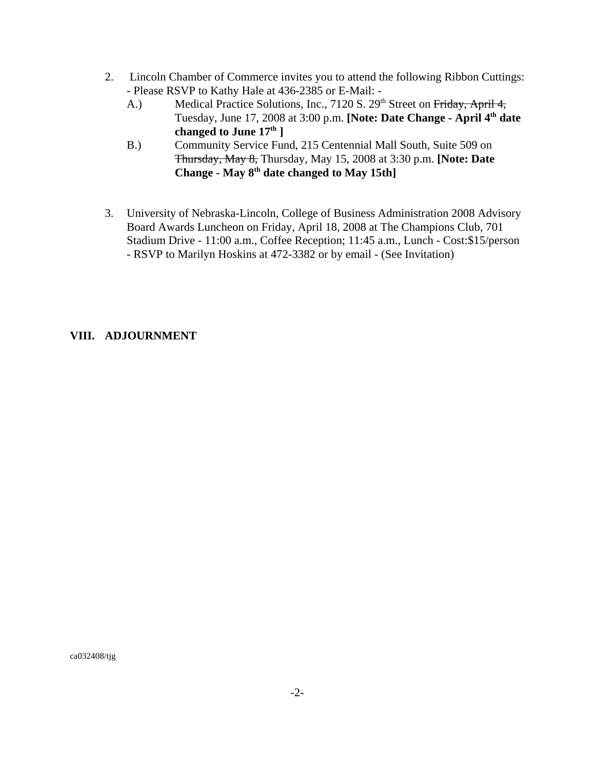2. Lincoln Chamber of Commerce invites you to attend the following Ribbon Cuttings: - Please RSVP to Kathy Hale at 436-2385 or E-Mail: -
   - A.) Medical Practice Solutions, Inc., 7120 S. 29th Street on ~~Friday, April 4,~~ Tuesday, June 17, 2008 at 3:00 p.m. **[Note: Date Change - April 4th date changed to June 17th ]**
   - B.) Community Service Fund, 215 Centennial Mall South, Suite 509 on ~~Thursday, May 8,~~ Thursday, May 15, 2008 at 3:30 p.m. **[Note: Date Change - May 8th date changed to May 15th]**

3. University of Nebraska-Lincoln, College of Business Administration 2008 Advisory Board Awards Luncheon on Friday, April 18, 2008 at The Champions Club, 701 Stadium Drive - 11:00 a.m., Coffee Reception; 11:45 a.m., Lunch - Cost:$15/person - RSVP to Marilyn Hoskins at 472-3382 or by email - (See Invitation)

## VIII. ADJOURNMENT

ca032408/tjg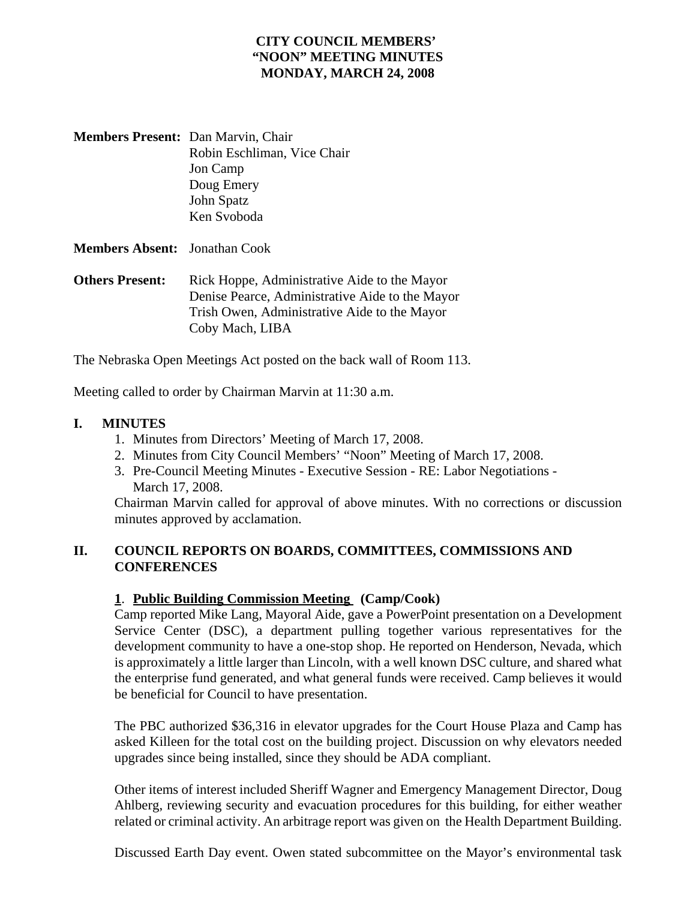**CITY COUNCIL MEMBERS'**
**"NOON" MEETING MINUTES**
**MONDAY, MARCH 24, 2008**

**Members Present:** Dan Marvin, Chair
Robin Eschliman, Vice Chair
Jon Camp
Doug Emery
John Spatz
Ken Svoboda

**Members Absent:** Jonathan Cook

**Others Present:** Rick Hoppe, Administrative Aide to the Mayor
Denise Pearce, Administrative Aide to the Mayor
Trish Owen, Administrative Aide to the Mayor
Coby Mach, LIBA

The Nebraska Open Meetings Act posted on the back wall of Room 113.

Meeting called to order by Chairman Marvin at 11:30 a.m.

## I. MINUTES

1. Minutes from Directors' Meeting of March 17, 2008.
2. Minutes from City Council Members' "Noon" Meeting of March 17, 2008.
3. Pre-Council Meeting Minutes - Executive Session - RE: Labor Negotiations - March 17, 2008.

Chairman Marvin called for approval of above minutes. With no corrections or discussion minutes approved by acclamation.

## II. COUNCIL REPORTS ON BOARDS, COMMITTEES, COMMISSIONS AND CONFERENCES

**1. Public Building Commission Meeting (Camp/Cook)**

Camp reported Mike Lang, Mayoral Aide, gave a PowerPoint presentation on a Development Service Center (DSC), a department pulling together various representatives for the development community to have a one-stop shop. He reported on Henderson, Nevada, which is approximately a little larger than Lincoln, with a well known DSC culture, and shared what the enterprise fund generated, and what general funds were received. Camp believes it would be beneficial for Council to have presentation.

The PBC authorized $36,316 in elevator upgrades for the Court House Plaza and Camp has asked Killeen for the total cost on the building project. Discussion on why elevators needed upgrades since being installed, since they should be ADA compliant.

Other items of interest included Sheriff Wagner and Emergency Management Director, Doug Ahlberg, reviewing security and evacuation procedures for this building, for either weather related or criminal activity. An arbitrage report was given on the Health Department Building.

Discussed Earth Day event. Owen stated subcommittee on the Mayor's environmental task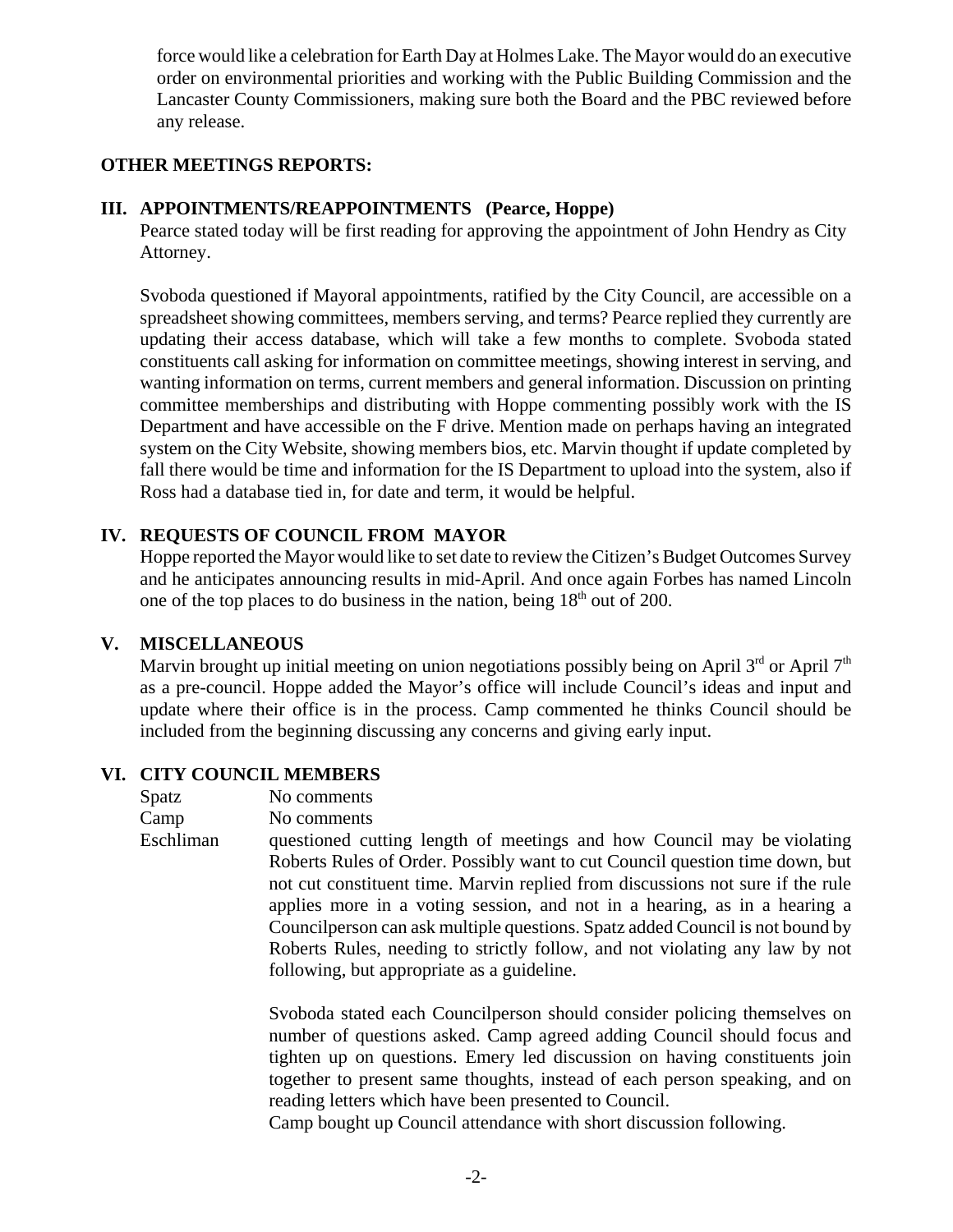force would like a celebration for Earth Day at Holmes Lake. The Mayor would do an executive order on environmental priorities and working with the Public Building Commission and the Lancaster County Commissioners, making sure both the Board and the PBC reviewed before any release.

**OTHER MEETINGS REPORTS:**

## III. APPOINTMENTS/REAPPOINTMENTS (Pearce, Hoppe)

Pearce stated today will be first reading for approving the appointment of John Hendry as City Attorney.

Svoboda questioned if Mayoral appointments, ratified by the City Council, are accessible on a spreadsheet showing committees, members serving, and terms? Pearce replied they currently are updating their access database, which will take a few months to complete. Svoboda stated constituents call asking for information on committee meetings, showing interest in serving, and wanting information on terms, current members and general information. Discussion on printing committee memberships and distributing with Hoppe commenting possibly work with the IS Department and have accessible on the F drive. Mention made on perhaps having an integrated system on the City Website, showing members bios, etc. Marvin thought if update completed by fall there would be time and information for the IS Department to upload into the system, also if Ross had a database tied in, for date and term, it would be helpful.

## IV. REQUESTS OF COUNCIL FROM MAYOR

Hoppe reported the Mayor would like to set date to review the Citizen's Budget Outcomes Survey and he anticipates announcing results in mid-April. And once again Forbes has named Lincoln one of the top places to do business in the nation, being 18th out of 200.

## V. MISCELLANEOUS

Marvin brought up initial meeting on union negotiations possibly being on April 3rd or April 7th as a pre-council. Hoppe added the Mayor's office will include Council's ideas and input and update where their office is in the process. Camp commented he thinks Council should be included from the beginning discussing any concerns and giving early input.

## VI. CITY COUNCIL MEMBERS

Spatz — No comments

Camp — No comments

Eschliman — questioned cutting length of meetings and how Council may be violating Roberts Rules of Order. Possibly want to cut Council question time down, but not cut constituent time. Marvin replied from discussions not sure if the rule applies more in a voting session, and not in a hearing, as in a hearing a Councilperson can ask multiple questions. Spatz added Council is not bound by Roberts Rules, needing to strictly follow, and not violating any law by not following, but appropriate as a guideline.

Svoboda stated each Councilperson should consider policing themselves on number of questions asked. Camp agreed adding Council should focus and tighten up on questions. Emery led discussion on having constituents join together to present same thoughts, instead of each person speaking, and on reading letters which have been presented to Council.

Camp bought up Council attendance with short discussion following.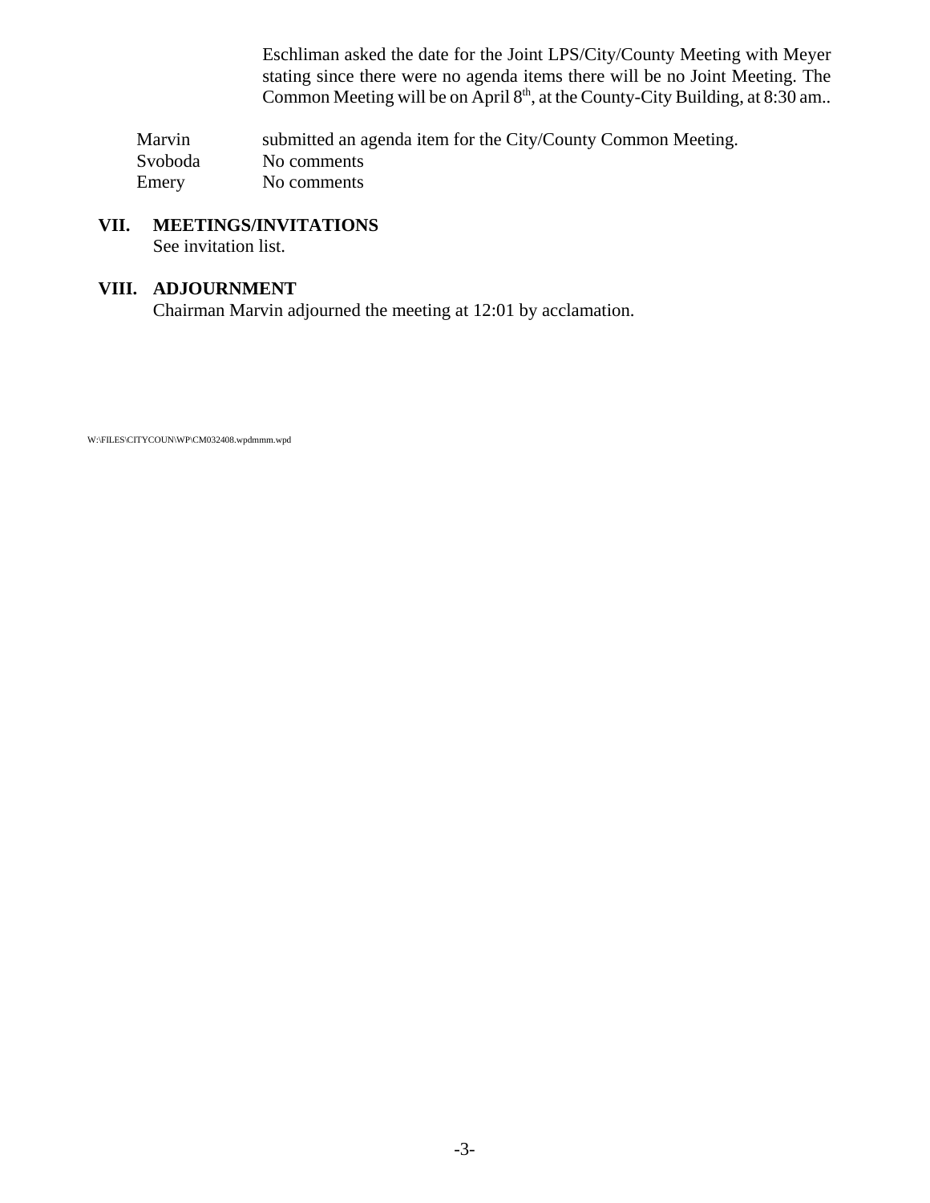Eschliman asked the date for the Joint LPS/City/County Meeting with Meyer stating since there were no agenda items there will be no Joint Meeting. The Common Meeting will be on April 8th, at the County-City Building, at 8:30 am..

| | |
|---|---|
| Marvin | submitted an agenda item for the City/County Common Meeting. |
| Svoboda | No comments |
| Emery | No comments |

## VII. MEETINGS/INVITATIONS

See invitation list.

## VIII. ADJOURNMENT

Chairman Marvin adjourned the meeting at 12:01 by acclamation.

W:\FILES\CITYCOUN\WP\CM032408.wpdmmm.wpd